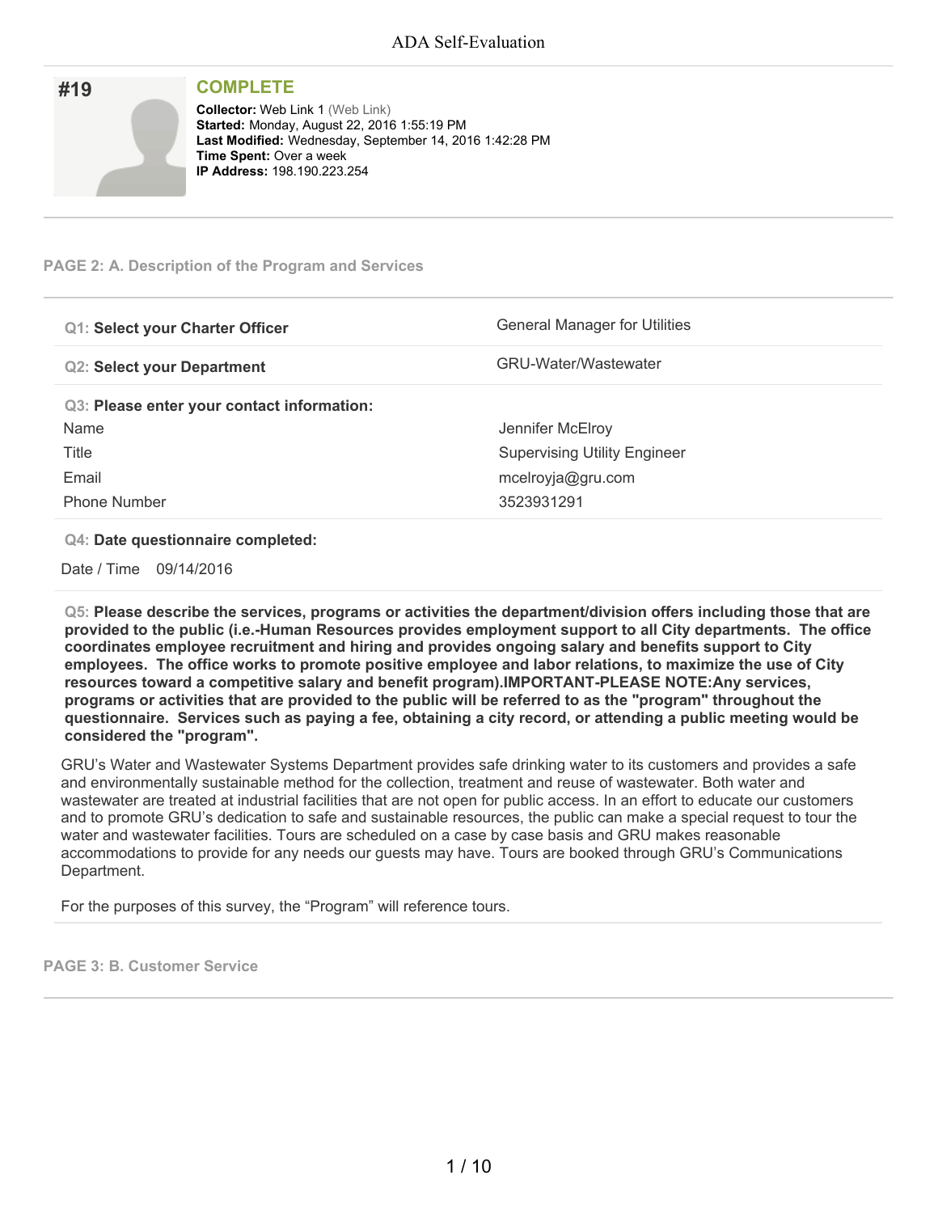## #19

### COMPLETE

**Collector:** Web Link 1 (Web Link)
**Started:** Monday, August 22, 2016 1:55:19 PM
**Last Modified:** Wednesday, September 14, 2016 1:42:28 PM
**Time Spent:** Over a week
**IP Address:** 198.190.223.254

---

### PAGE 2: A. Description of the Program and Services

| | |
|---|---|
| **Q1: Select your Charter Officer** | General Manager for Utilities |
| **Q2: Select your Department** | GRU-Water/Wastewater |

**Q3: Please enter your contact information:**

| | |
|---|---|
| Name | Jennifer McElroy |
| Title | Supervising Utility Engineer |
| Email | mcelroyja@gru.com |
| Phone Number | 3523931291 |

**Q4: Date questionnaire completed:**

Date / Time 09/14/2016

**Q5: Please describe the services, programs or activities the department/division offers including those that are provided to the public (i.e.-Human Resources provides employment support to all City departments. The office coordinates employee recruitment and hiring and provides ongoing salary and benefits support to City employees. The office works to promote positive employee and labor relations, to maximize the use of City resources toward a competitive salary and benefit program).IMPORTANT-PLEASE NOTE:Any services, programs or activities that are provided to the public will be referred to as the "program" throughout the questionnaire. Services such as paying a fee, obtaining a city record, or attending a public meeting would be considered the "program".**

GRU's Water and Wastewater Systems Department provides safe drinking water to its customers and provides a safe and environmentally sustainable method for the collection, treatment and reuse of wastewater. Both water and wastewater are treated at industrial facilities that are not open for public access. In an effort to educate our customers and to promote GRU's dedication to safe and sustainable resources, the public can make a special request to tour the water and wastewater facilities. Tours are scheduled on a case by case basis and GRU makes reasonable accommodations to provide for any needs our guests may have. Tours are booked through GRU's Communications Department.

For the purposes of this survey, the "Program" will reference tours.

### PAGE 3: B. Customer Service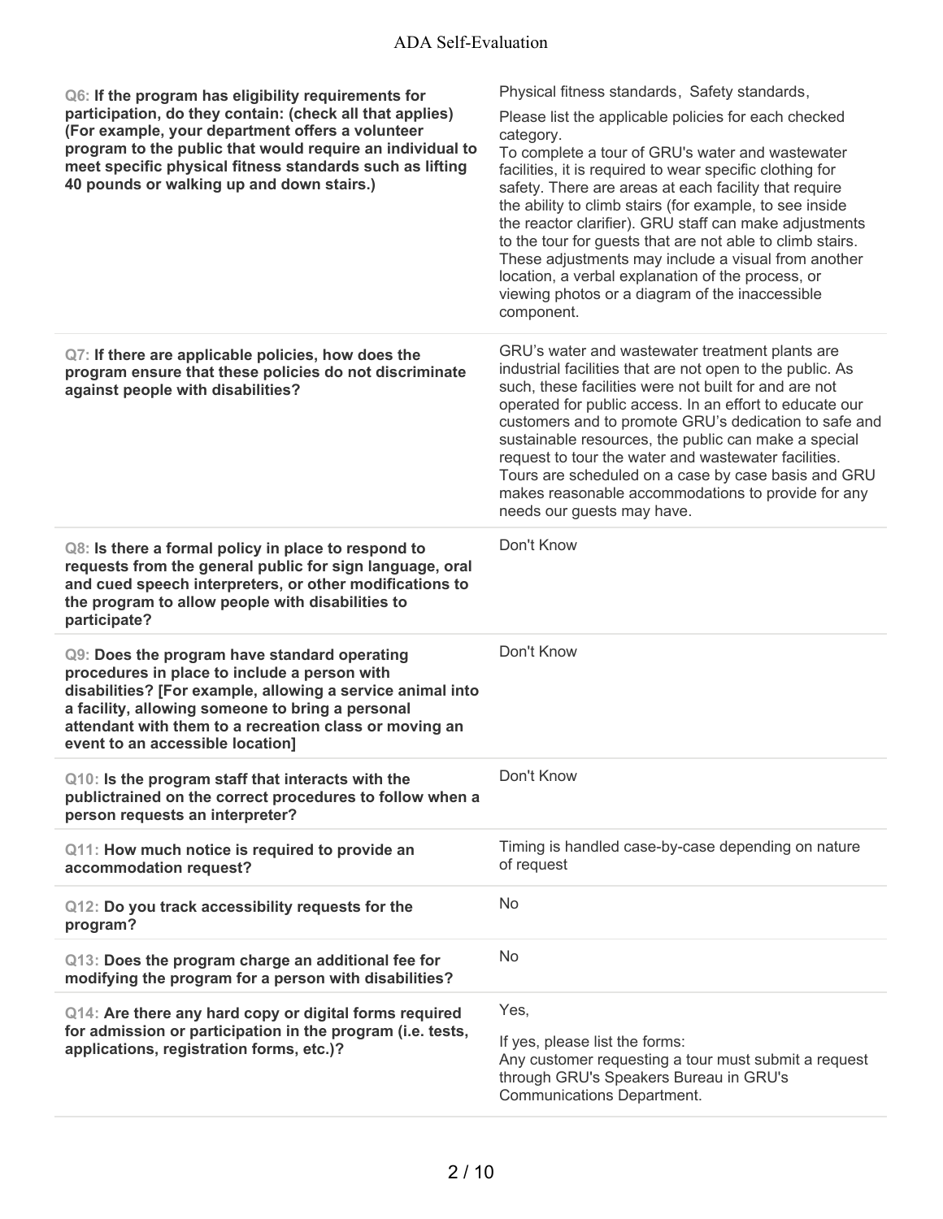| Question | Response |
| --- | --- |
| **Q6: If the program has eligibility requirements for participation, do they contain: (check all that applies) (For example, your department offers a volunteer program to the public that would require an individual to meet specific physical fitness standards such as lifting 40 pounds or walking up and down stairs.)** | Physical fitness standards, Safety standards,<br><br>Please list the applicable policies for each checked category.<br>To complete a tour of GRU's water and wastewater facilities, it is required to wear specific clothing for safety. There are areas at each facility that require the ability to climb stairs (for example, to see inside the reactor clarifier). GRU staff can make adjustments to the tour for guests that are not able to climb stairs. These adjustments may include a visual from another location, a verbal explanation of the process, or viewing photos or a diagram of the inaccessible component. |
| **Q7: If there are applicable policies, how does the program ensure that these policies do not discriminate against people with disabilities?** | GRU's water and wastewater treatment plants are industrial facilities that are not open to the public. As such, these facilities were not built for and are not operated for public access. In an effort to educate our customers and to promote GRU's dedication to safe and sustainable resources, the public can make a special request to tour the water and wastewater facilities. Tours are scheduled on a case by case basis and GRU makes reasonable accommodations to provide for any needs our guests may have. |
| **Q8: Is there a formal policy in place to respond to requests from the general public for sign language, oral and cued speech interpreters, or other modifications to the program to allow people with disabilities to participate?** | Don't Know |
| **Q9: Does the program have standard operating procedures in place to include a person with disabilities? [For example, allowing a service animal into a facility, allowing someone to bring a personal attendant with them to a recreation class or moving an event to an accessible location]** | Don't Know |
| **Q10: Is the program staff that interacts with the publictrained on the correct procedures to follow when a person requests an interpreter?** | Don't Know |
| **Q11: How much notice is required to provide an accommodation request?** | Timing is handled case-by-case depending on nature of request |
| **Q12: Do you track accessibility requests for the program?** | No |
| **Q13: Does the program charge an additional fee for modifying the program for a person with disabilities?** | No |
| **Q14: Are there any hard copy or digital forms required for admission or participation in the program (i.e. tests, applications, registration forms, etc.)?** | Yes,<br><br>If yes, please list the forms:<br>Any customer requesting a tour must submit a request through GRU's Speakers Bureau in GRU's Communications Department. |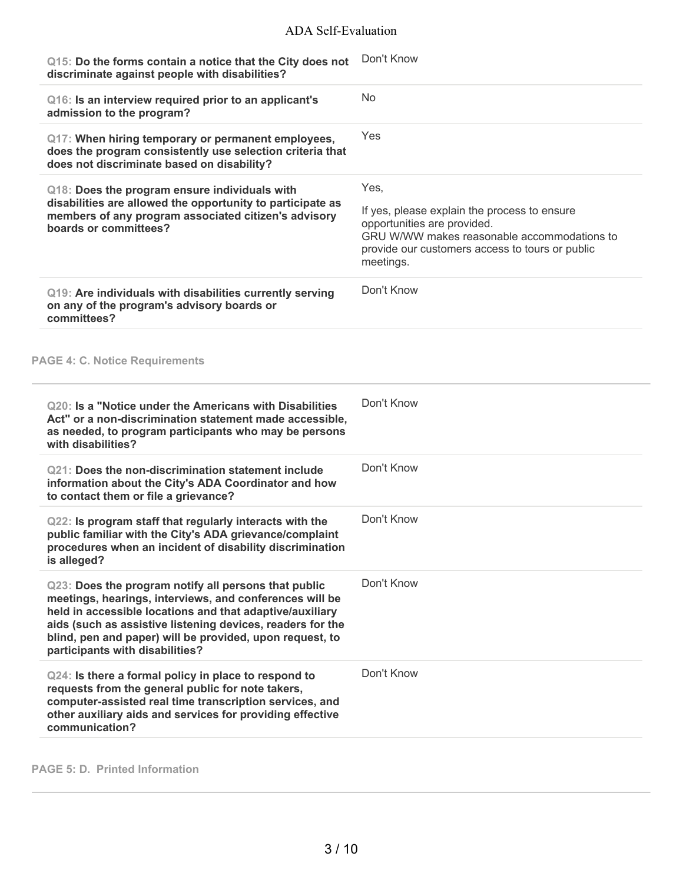| Question | Response |
| --- | --- |
| **Q15: Do the forms contain a notice that the City does not discriminate against people with disabilities?** | Don't Know |
| **Q16: Is an interview required prior to an applicant's admission to the program?** | No |
| **Q17: When hiring temporary or permanent employees, does the program consistently use selection criteria that does not discriminate based on disability?** | Yes |
| **Q18: Does the program ensure individuals with disabilities are allowed the opportunity to participate as members of any program associated citizen's advisory boards or committees?** | Yes,<br><br>If yes, please explain the process to ensure opportunities are provided.<br>GRU W/WW makes reasonable accommodations to provide our customers access to tours or public meetings. |
| **Q19: Are individuals with disabilities currently serving on any of the program's advisory boards or committees?** | Don't Know |

## PAGE 4: C. Notice Requirements

| Question | Response |
| --- | --- |
| **Q20: Is a "Notice under the Americans with Disabilities Act" or a non-discrimination statement made accessible, as needed, to program participants who may be persons with disabilities?** | Don't Know |
| **Q21: Does the non-discrimination statement include information about the City's ADA Coordinator and how to contact them or file a grievance?** | Don't Know |
| **Q22: Is program staff that regularly interacts with the public familiar with the City's ADA grievance/complaint procedures when an incident of disability discrimination is alleged?** | Don't Know |
| **Q23: Does the program notify all persons that public meetings, hearings, interviews, and conferences will be held in accessible locations and that adaptive/auxiliary aids (such as assistive listening devices, readers for the blind, pen and paper) will be provided, upon request, to participants with disabilities?** | Don't Know |
| **Q24: Is there a formal policy in place to respond to requests from the general public for note takers, computer-assisted real time transcription services, and other auxiliary aids and services for providing effective communication?** | Don't Know |

## PAGE 5: D. Printed Information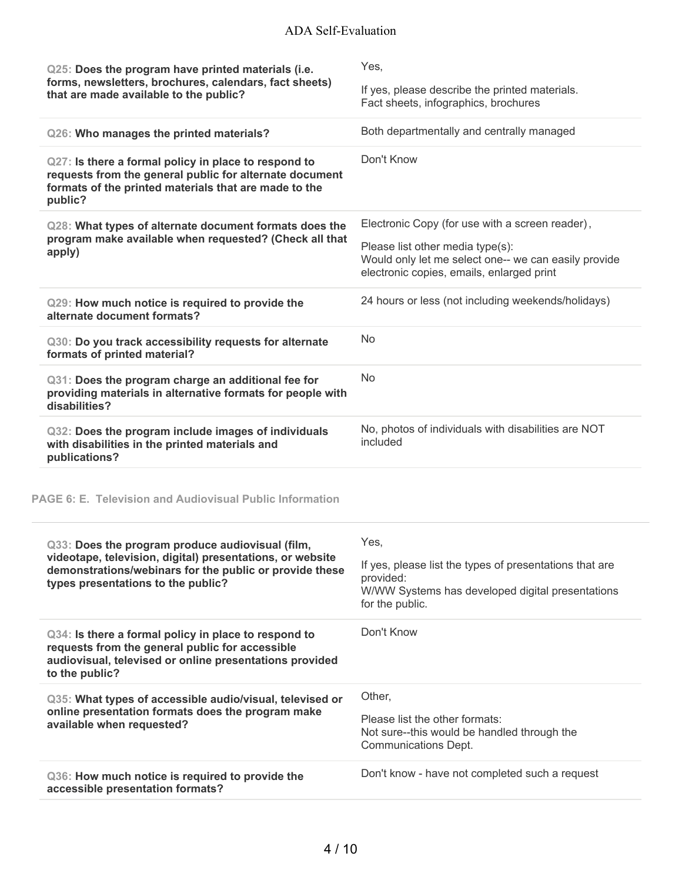**Q25: Does the program have printed materials (i.e. forms, newsletters, brochures, calendars, fact sheets) that are made available to the public?**

Yes,

If yes, please describe the printed materials.
Fact sheets, infographics, brochures

**Q26: Who manages the printed materials?**

Both departmentally and centrally managed

**Q27: Is there a formal policy in place to respond to requests from the general public for alternate document formats of the printed materials that are made to the public?**

Don't Know

**Q28: What types of alternate document formats does the program make available when requested? (Check all that apply)**

Electronic Copy (for use with a screen reader),

Please list other media type(s):
Would only let me select one-- we can easily provide electronic copies, emails, enlarged print

**Q29: How much notice is required to provide the alternate document formats?**

24 hours or less (not including weekends/holidays)

**Q30: Do you track accessibility requests for alternate formats of printed material?**

No

**Q31: Does the program charge an additional fee for providing materials in alternative formats for people with disabilities?**

No

**Q32: Does the program include images of individuals with disabilities in the printed materials and publications?**

No, photos of individuals with disabilities are NOT included

## PAGE 6: E. Television and Audiovisual Public Information

**Q33: Does the program produce audiovisual (film, videotape, television, digital) presentations, or website demonstrations/webinars for the public or provide these types presentations to the public?**

Yes,

If yes, please list the types of presentations that are provided:
W/WW Systems has developed digital presentations for the public.

**Q34: Is there a formal policy in place to respond to requests from the general public for accessible audiovisual, televised or online presentations provided to the public?**

Don't Know

**Q35: What types of accessible audio/visual, televised or online presentation formats does the program make available when requested?**

Other,

Please list the other formats:
Not sure--this would be handled through the Communications Dept.

**Q36: How much notice is required to provide the accessible presentation formats?**

Don't know - have not completed such a request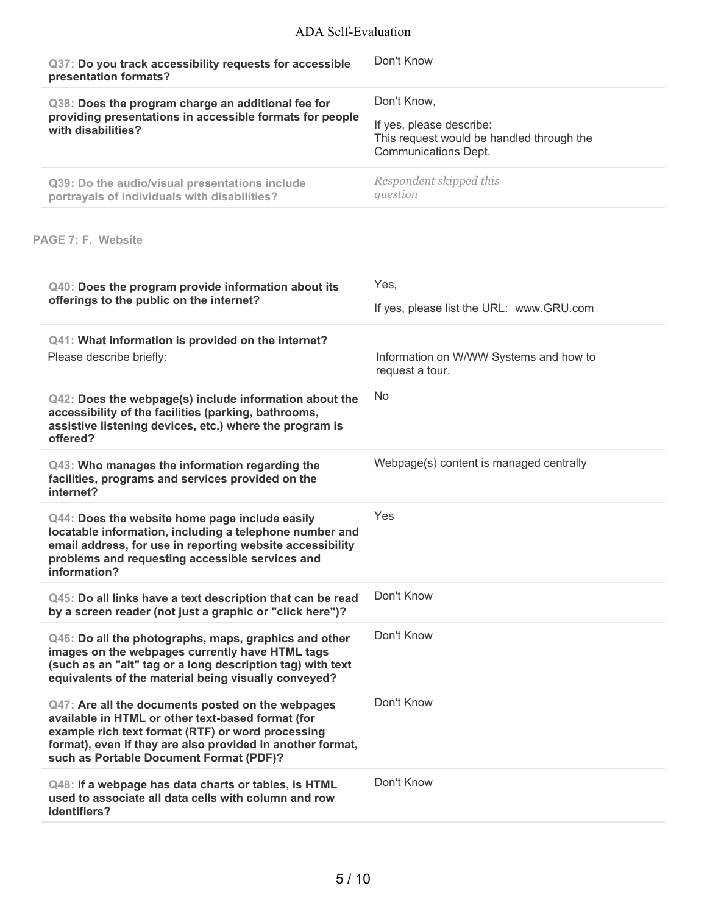| Question | Response |
|---|---|
| **Q37: Do you track accessibility requests for accessible presentation formats?** | Don't Know |
| **Q38: Does the program charge an additional fee for providing presentations in accessible formats for people with disabilities?** | Don't Know,<br>If yes, please describe:<br>This request would be handled through the Communications Dept. |
| **Q39: Do the audio/visual presentations include portrayals of individuals with disabilities?** | *Respondent skipped this question* |

## PAGE 7: F. Website

| Question | Response |
|---|---|
| **Q40: Does the program provide information about its offerings to the public on the internet?** | Yes,<br>If yes, please list the URL: www.GRU.com |
| **Q41: What information is provided on the internet?**<br>Please describe briefly: | Information on W/WW Systems and how to request a tour. |
| **Q42: Does the webpage(s) include information about the accessibility of the facilities (parking, bathrooms, assistive listening devices, etc.) where the program is offered?** | No |
| **Q43: Who manages the information regarding the facilities, programs and services provided on the internet?** | Webpage(s) content is managed centrally |
| **Q44: Does the website home page include easily locatable information, including a telephone number and email address, for use in reporting website accessibility problems and requesting accessible services and information?** | Yes |
| **Q45: Do all links have a text description that can be read by a screen reader (not just a graphic or "click here")?** | Don't Know |
| **Q46: Do all the photographs, maps, graphics and other images on the webpages currently have HTML tags (such as an "alt" tag or a long description tag) with text equivalents of the material being visually conveyed?** | Don't Know |
| **Q47: Are all the documents posted on the webpages available in HTML or other text-based format (for example rich text format (RTF) or word processing format), even if they are also provided in another format, such as Portable Document Format (PDF)?** | Don't Know |
| **Q48: If a webpage has data charts or tables, is HTML used to associate all data cells with column and row identifiers?** | Don't Know |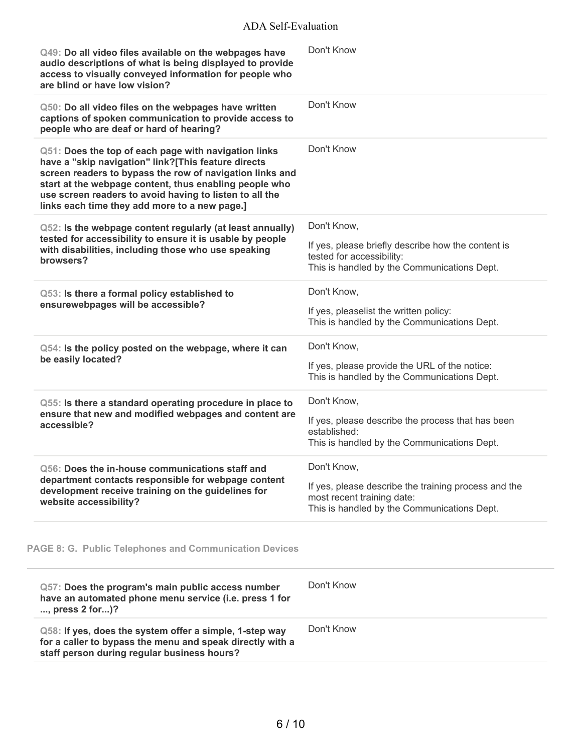| | |
|---|---|
| **Q49: Do all video files available on the webpages have audio descriptions of what is being displayed to provide access to visually conveyed information for people who are blind or have low vision?** | Don't Know |
| **Q50: Do all video files on the webpages have written captions of spoken communication to provide access to people who are deaf or hard of hearing?** | Don't Know |
| **Q51: Does the top of each page with navigation links have a "skip navigation" link?[This feature directs screen readers to bypass the row of navigation links and start at the webpage content, thus enabling people who use screen readers to avoid having to listen to all the links each time they add more to a new page.]** | Don't Know |
| **Q52: Is the webpage content regularly (at least annually) tested for accessibility to ensure it is usable by people with disabilities, including those who use speaking browsers?** | Don't Know,<br><br>If yes, please briefly describe how the content is tested for accessibility:<br>This is handled by the Communications Dept. |
| **Q53: Is there a formal policy established to ensurewebpages will be accessible?** | Don't Know,<br><br>If yes, pleaselist the written policy:<br>This is handled by the Communications Dept. |
| **Q54: Is the policy posted on the webpage, where it can be easily located?** | Don't Know,<br><br>If yes, please provide the URL of the notice:<br>This is handled by the Communications Dept. |
| **Q55: Is there a standard operating procedure in place to ensure that new and modified webpages and content are accessible?** | Don't Know,<br><br>If yes, please describe the process that has been established:<br>This is handled by the Communications Dept. |
| **Q56: Does the in-house communications staff and department contacts responsible for webpage content development receive training on the guidelines for website accessibility?** | Don't Know,<br><br>If yes, please describe the training process and the most recent training date:<br>This is handled by the Communications Dept. |

## PAGE 8: G. Public Telephones and Communication Devices

| | |
|---|---|
| **Q57: Does the program's main public access number have an automated phone menu service (i.e. press 1 for ..., press 2 for...)?** | Don't Know |
| **Q58: If yes, does the system offer a simple, 1-step way for a caller to bypass the menu and speak directly with a staff person during regular business hours?** | Don't Know |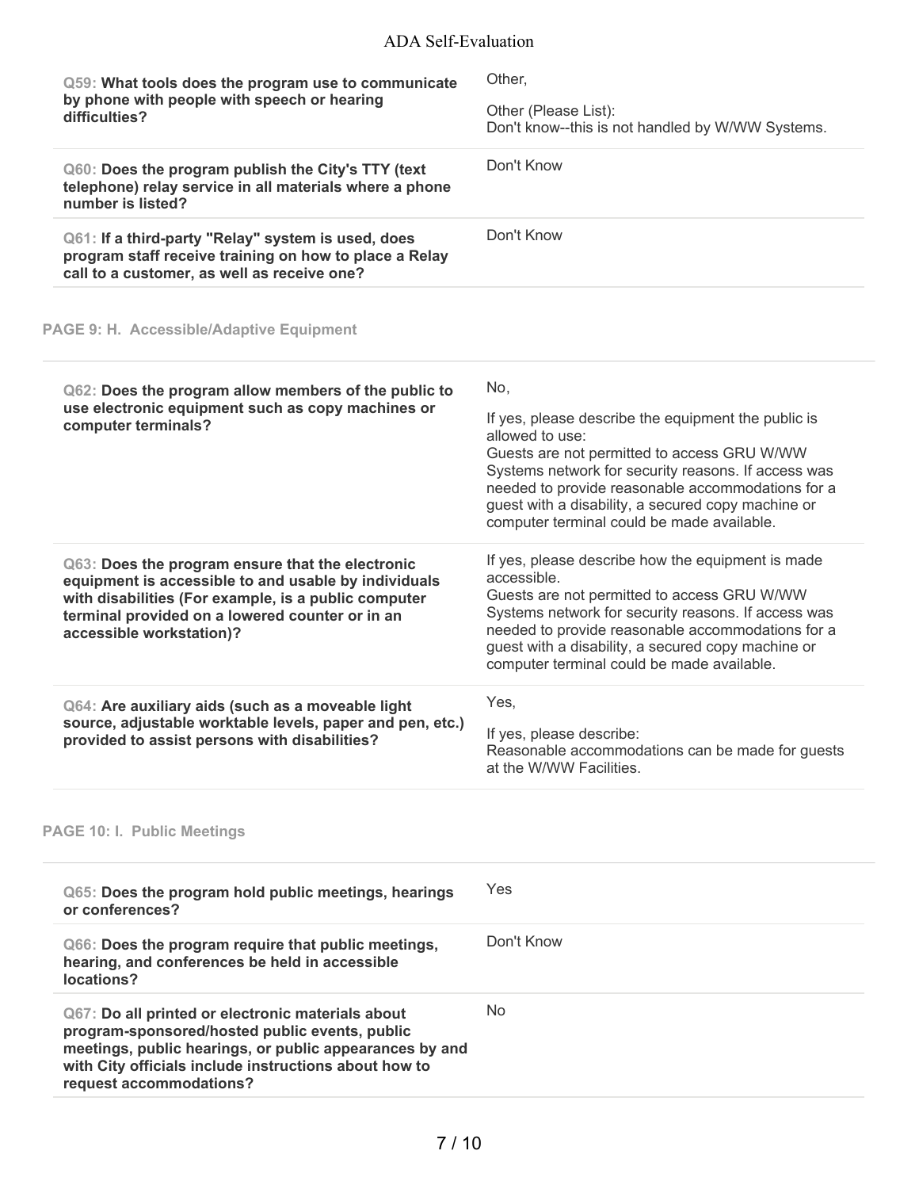| | |
|---|---|
| **Q59: What tools does the program use to communicate by phone with people with speech or hearing difficulties?** | Other,<br><br>Other (Please List):<br>Don't know--this is not handled by W/WW Systems. |
| **Q60: Does the program publish the City's TTY (text telephone) relay service in all materials where a phone number is listed?** | Don't Know |
| **Q61: If a third-party "Relay" system is used, does program staff receive training on how to place a Relay call to a customer, as well as receive one?** | Don't Know |

## PAGE 9: H. Accessible/Adaptive Equipment

| | |
|---|---|
| **Q62: Does the program allow members of the public to use electronic equipment such as copy machines or computer terminals?** | No,<br><br>If yes, please describe the equipment the public is allowed to use:<br>Guests are not permitted to access GRU W/WW Systems network for security reasons. If access was needed to provide reasonable accommodations for a guest with a disability, a secured copy machine or computer terminal could be made available. |
| **Q63: Does the program ensure that the electronic equipment is accessible to and usable by individuals with disabilities (For example, is a public computer terminal provided on a lowered counter or in an accessible workstation)?** | If yes, please describe how the equipment is made accessible.<br>Guests are not permitted to access GRU W/WW Systems network for security reasons. If access was needed to provide reasonable accommodations for a guest with a disability, a secured copy machine or computer terminal could be made available. |
| **Q64: Are auxiliary aids (such as a moveable light source, adjustable worktable levels, paper and pen, etc.) provided to assist persons with disabilities?** | Yes,<br><br>If yes, please describe:<br>Reasonable accommodations can be made for guests at the W/WW Facilities. |

## PAGE 10: I. Public Meetings

| | |
|---|---|
| **Q65: Does the program hold public meetings, hearings or conferences?** | Yes |
| **Q66: Does the program require that public meetings, hearing, and conferences be held in accessible locations?** | Don't Know |
| **Q67: Do all printed or electronic materials about program-sponsored/hosted public events, public meetings, public hearings, or public appearances by and with City officials include instructions about how to request accommodations?** | No |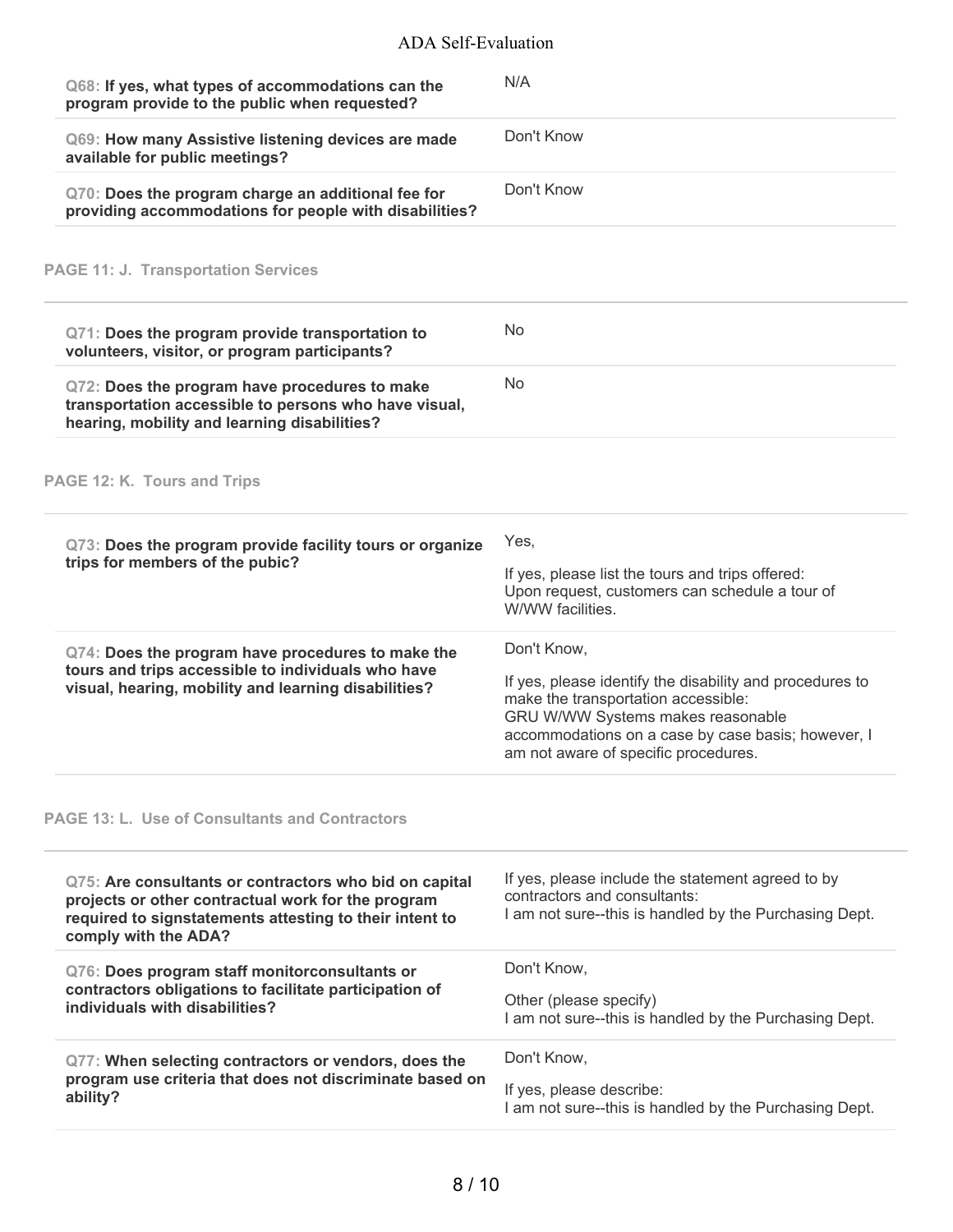| Question | Response |
| --- | --- |
| **Q68: If yes, what types of accommodations can the program provide to the public when requested?** | N/A |
| **Q69: How many Assistive listening devices are made available for public meetings?** | Don't Know |
| **Q70: Does the program charge an additional fee for providing accommodations for people with disabilities?** | Don't Know |

## PAGE 11: J. Transportation Services

| Question | Response |
| --- | --- |
| **Q71: Does the program provide transportation to volunteers, visitor, or program participants?** | No |
| **Q72: Does the program have procedures to make transportation accessible to persons who have visual, hearing, mobility and learning disabilities?** | No |

## PAGE 12: K. Tours and Trips

| Question | Response |
| --- | --- |
| **Q73: Does the program provide facility tours or organize trips for members of the pubic?** | Yes,<br><br>If yes, please list the tours and trips offered:<br>Upon request, customers can schedule a tour of W/WW facilities. |
| **Q74: Does the program have procedures to make the tours and trips accessible to individuals who have visual, hearing, mobility and learning disabilities?** | Don't Know,<br><br>If yes, please identify the disability and procedures to make the transportation accessible:<br>GRU W/WW Systems makes reasonable accommodations on a case by case basis; however, I am not aware of specific procedures. |

## PAGE 13: L. Use of Consultants and Contractors

| Question | Response |
| --- | --- |
| **Q75: Are consultants or contractors who bid on capital projects or other contractual work for the program required to signstatements attesting to their intent to comply with the ADA?** | If yes, please include the statement agreed to by contractors and consultants:<br>I am not sure--this is handled by the Purchasing Dept. |
| **Q76: Does program staff monitorconsultants or contractors obligations to facilitate participation of individuals with disabilities?** | Don't Know,<br><br>Other (please specify)<br>I am not sure--this is handled by the Purchasing Dept. |
| **Q77: When selecting contractors or vendors, does the program use criteria that does not discriminate based on ability?** | Don't Know,<br><br>If yes, please describe:<br>I am not sure--this is handled by the Purchasing Dept. |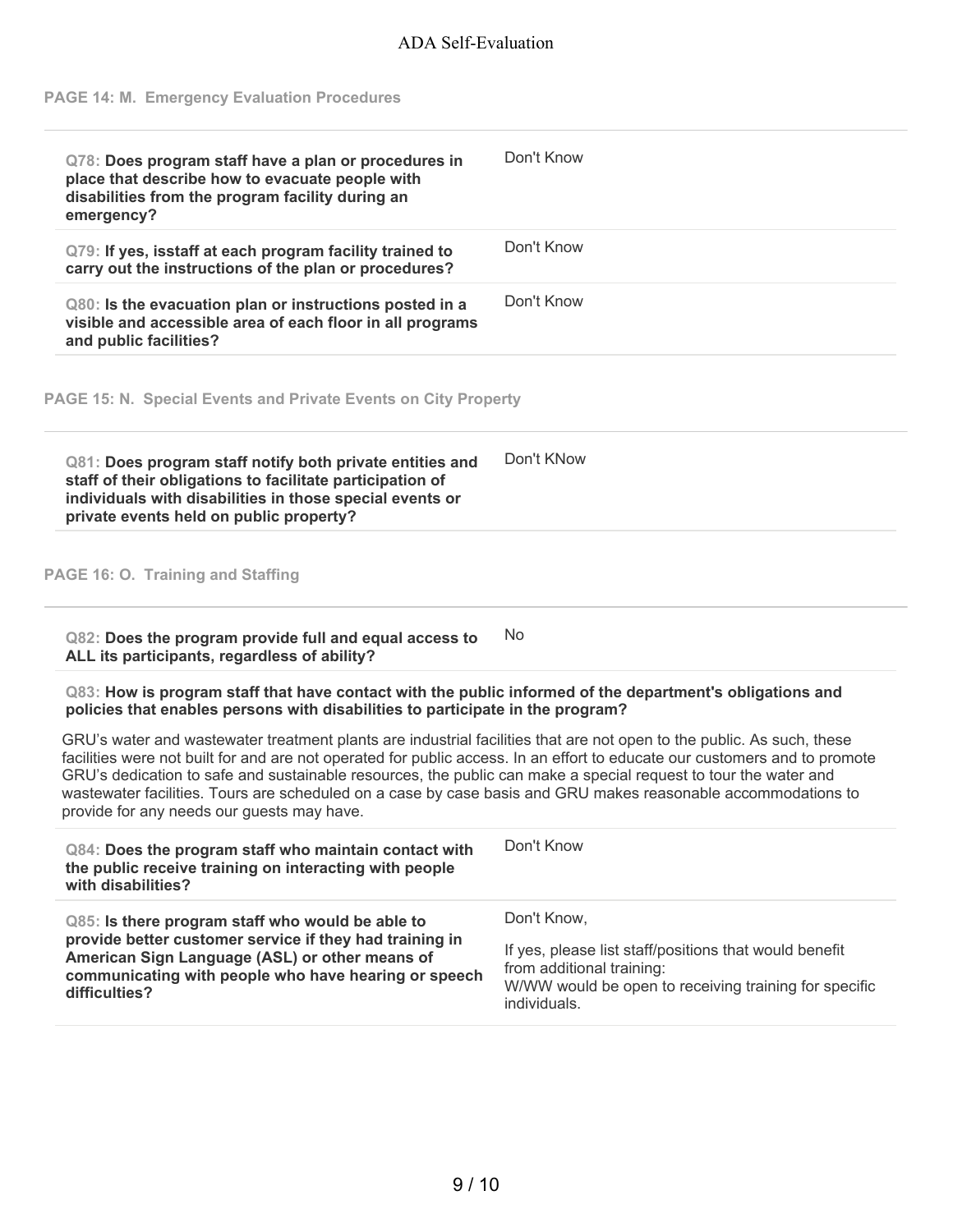## PAGE 14: M. Emergency Evaluation Procedures

| Question | Answer |
|---|---|
| **Q78: Does program staff have a plan or procedures in place that describe how to evacuate people with disabilities from the program facility during an emergency?** | Don't Know |
| **Q79: If yes, isstaff at each program facility trained to carry out the instructions of the plan or procedures?** | Don't Know |
| **Q80: Is the evacuation plan or instructions posted in a visible and accessible area of each floor in all programs and public facilities?** | Don't Know |

## PAGE 15: N. Special Events and Private Events on City Property

| Question | Answer |
|---|---|
| **Q81: Does program staff notify both private entities and staff of their obligations to facilitate participation of individuals with disabilities in those special events or private events held on public property?** | Don't KNow |

## PAGE 16: O. Training and Staffing

| Question | Answer |
|---|---|
| **Q82: Does the program provide full and equal access to ALL its participants, regardless of ability?** | No |

**Q83: How is program staff that have contact with the public informed of the department's obligations and policies that enables persons with disabilities to participate in the program?**

GRU's water and wastewater treatment plants are industrial facilities that are not open to the public. As such, these facilities were not built for and are not operated for public access. In an effort to educate our customers and to promote GRU's dedication to safe and sustainable resources, the public can make a special request to tour the water and wastewater facilities. Tours are scheduled on a case by case basis and GRU makes reasonable accommodations to provide for any needs our guests may have.

| Question | Answer |
|---|---|
| **Q84: Does the program staff who maintain contact with the public receive training on interacting with people with disabilities?** | Don't Know |
| **Q85: Is there program staff who would be able to provide better customer service if they had training in American Sign Language (ASL) or other means of communicating with people who have hearing or speech difficulties?** | Don't Know,<br><br>If yes, please list staff/positions that would benefit from additional training:<br>W/WW would be open to receiving training for specific individuals. |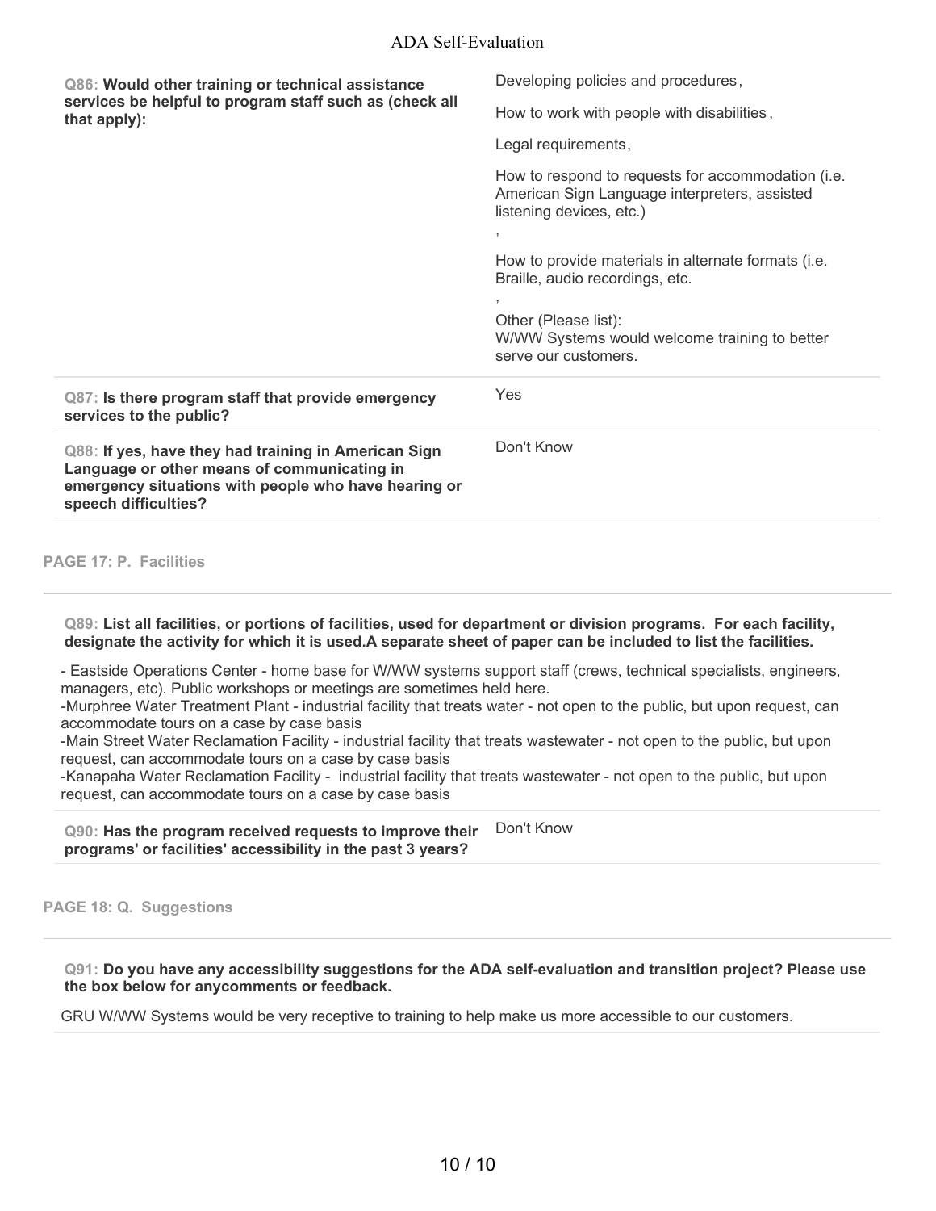| | |
|---|---|
| **Q86: Would other training or technical assistance services be helpful to program staff such as (check all that apply):** | Developing policies and procedures,<br><br>How to work with people with disabilities,<br><br>Legal requirements,<br><br>How to respond to requests for accommodation (i.e. American Sign Language interpreters, assisted listening devices, etc.)<br>,<br><br>How to provide materials in alternate formats (i.e. Braille, audio recordings, etc.<br>,<br><br>Other (Please list):<br>W/WW Systems would welcome training to better serve our customers. |
| **Q87: Is there program staff that provide emergency services to the public?** | Yes |
| **Q88: If yes, have they had training in American Sign Language or other means of communicating in emergency situations with people who have hearing or speech difficulties?** | Don't Know |

## PAGE 17: P. Facilities

**Q89: List all facilities, or portions of facilities, used for department or division programs. For each facility, designate the activity for which it is used.A separate sheet of paper can be included to list the facilities.**

- Eastside Operations Center - home base for W/WW systems support staff (crews, technical specialists, engineers, managers, etc). Public workshops or meetings are sometimes held here.
-Murphree Water Treatment Plant - industrial facility that treats water - not open to the public, but upon request, can accommodate tours on a case by case basis
-Main Street Water Reclamation Facility - industrial facility that treats wastewater - not open to the public, but upon request, can accommodate tours on a case by case basis
-Kanapaha Water Reclamation Facility - industrial facility that treats wastewater - not open to the public, but upon request, can accommodate tours on a case by case basis

| | |
|---|---|
| **Q90: Has the program received requests to improve their programs' or facilities' accessibility in the past 3 years?** | Don't Know |

## PAGE 18: Q. Suggestions

**Q91: Do you have any accessibility suggestions for the ADA self-evaluation and transition project? Please use the box below for anycomments or feedback.**

GRU W/WW Systems would be very receptive to training to help make us more accessible to our customers.